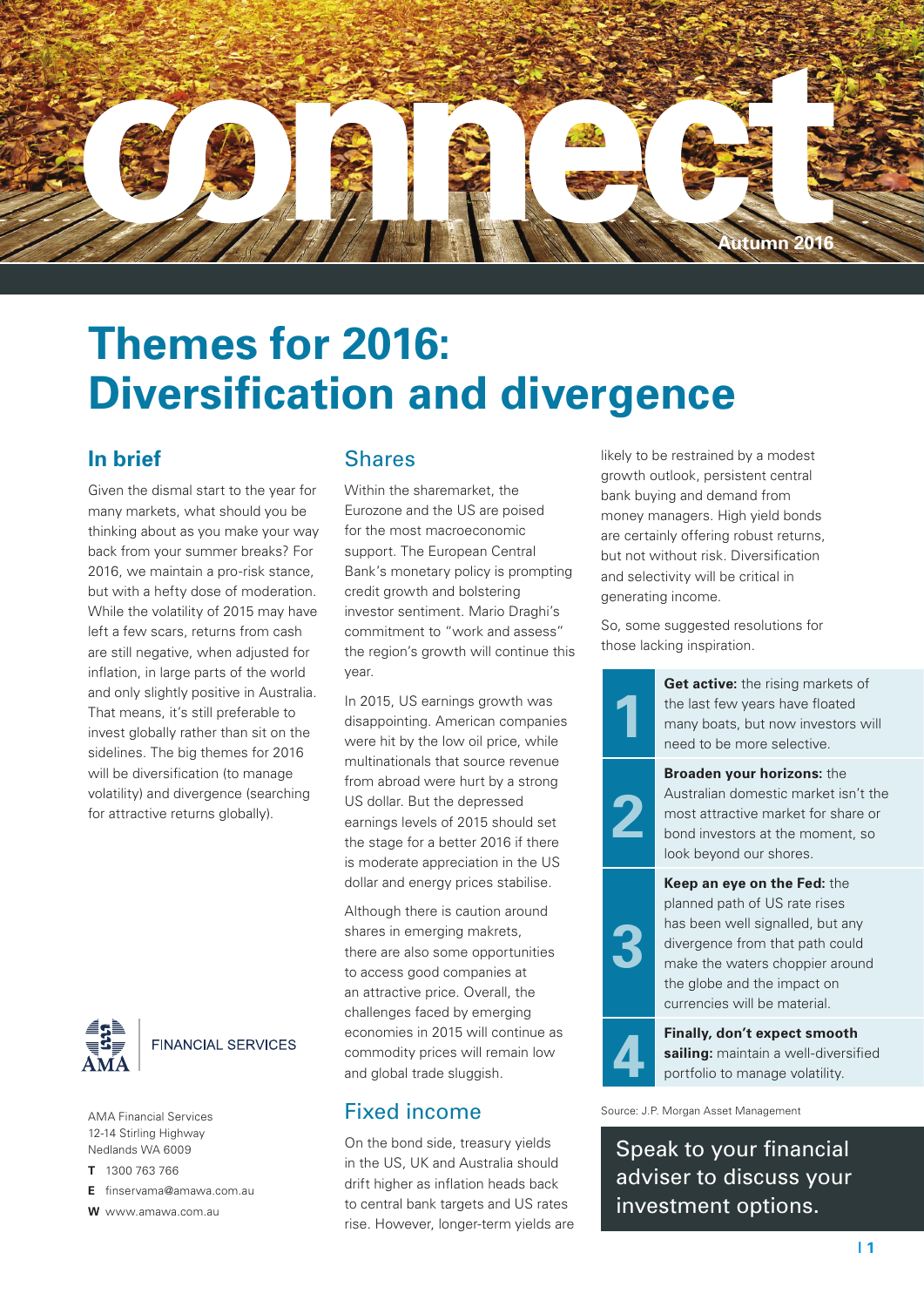# connect

Autumn 2016

# Themes for 2016: Diversification and divergence

## In brief

Given the dismal start to the year for many markets, what should you be thinking about as you make your way back from your summer breaks? For 2016, we maintain a pro-risk stance, but with a hefty dose of moderation. While the volatility of 2015 may have left a few scars, returns from cash are still negative, when adjusted for inflation, in large parts of the world and only slightly positive in Australia. That means, it's still preferable to invest globally rather than sit on the sidelines. The big themes for 2016 will be diversification (to manage volatility) and divergence (searching for attractive returns globally).

## Shares

Within the sharemarket, the Eurozone and the US are poised for the most macroeconomic support. The European Central Bank's monetary policy is prompting credit growth and bolstering investor sentiment. Mario Draghi's commitment to "work and assess" the region's growth will continue this year.

In 2015, US earnings growth was disappointing. American companies were hit by the low oil price, while multinationals that source revenue from abroad were hurt by a strong US dollar. But the depressed earnings levels of 2015 should set the stage for a better 2016 if there is moderate appreciation in the US dollar and energy prices stabilise.

Although there is caution around shares in emerging makrets, there are also some opportunities to access good companies at an attractive price. Overall, the challenges faced by emerging economies in 2015 will continue as commodity prices will remain low and global trade sluggish.

## Fixed income

On the bond side, treasury yields in the US, UK and Australia should drift higher as inflation heads back to central bank targets and US rates rise. However, longer-term yields are likely to be restrained by a modest growth outlook, persistent central bank buying and demand from money managers. High yield bonds are certainly offering robust returns, but not without risk. Diversification and selectivity will be critical in generating income.

So, some suggested resolutions for those lacking inspiration.

1. **Get active:** the rising markets of the last few years have floated many boats, but now investors will need to be more selective.
2. **Broaden your horizons:** the Australian domestic market isn't the most attractive market for share or bond investors at the moment, so look beyond our shores.
3. **Keep an eye on the Fed:** the planned path of US rate rises has been well signalled, but any divergence from that path could make the waters choppier around the globe and the impact on currencies will be material.
4. **Finally, don't expect smooth sailing:** maintain a well-diversified portfolio to manage volatility.

Source: J.P. Morgan Asset Management

Speak to your financial adviser to discuss your investment options.

AMA FINANCIAL SERVICES

AMA Financial Services
12-14 Stirling Highway
Nedlands WA 6009

**T** 1300 763 766
**E** finservama@amawa.com.au
**W** www.amawa.com.au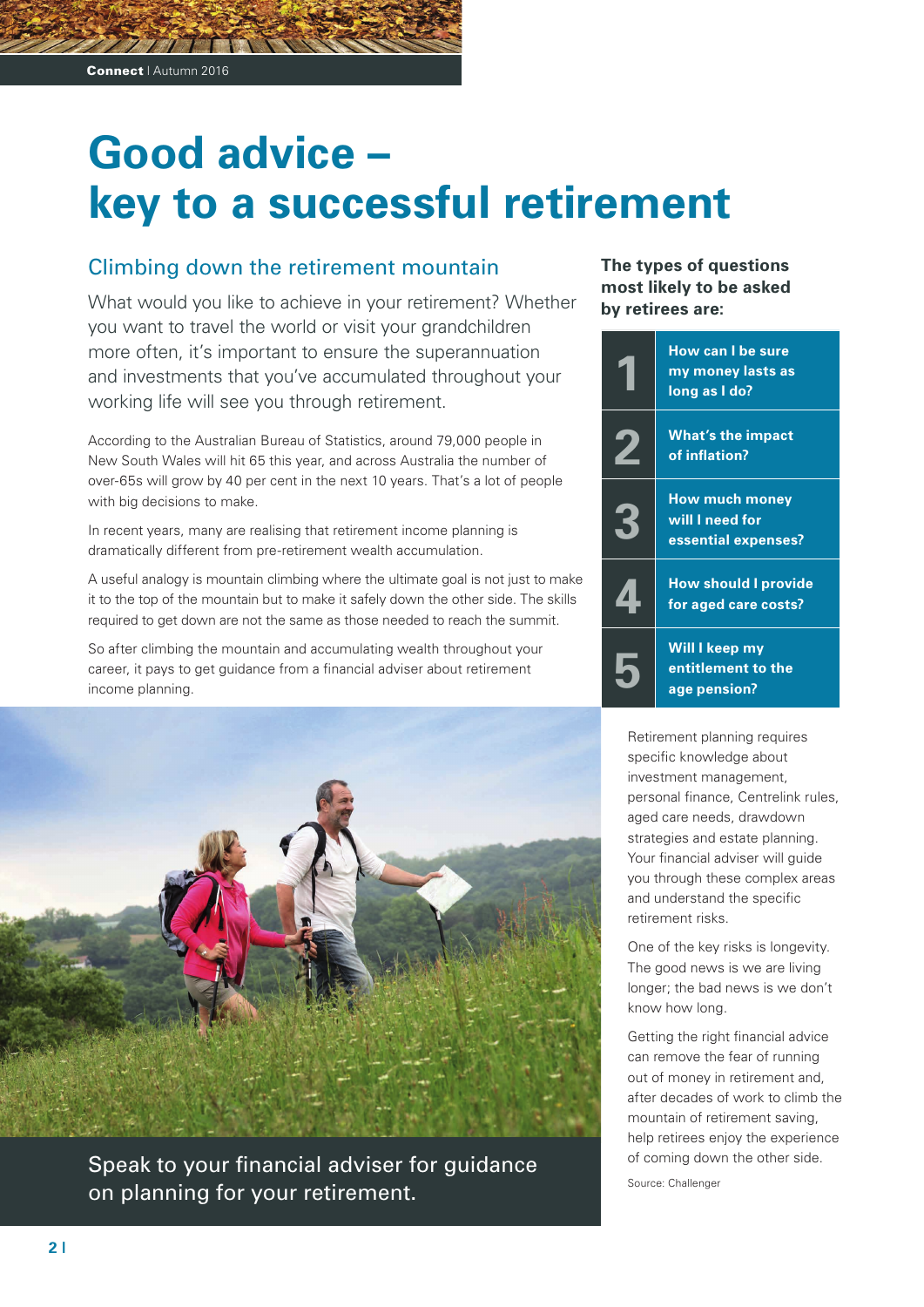# Good advice – key to a successful retirement

## Climbing down the retirement mountain

What would you like to achieve in your retirement? Whether you want to travel the world or visit your grandchildren more often, it's important to ensure the superannuation and investments that you've accumulated throughout your working life will see you through retirement.

According to the Australian Bureau of Statistics, around 79,000 people in New South Wales will hit 65 this year, and across Australia the number of over-65s will grow by 40 per cent in the next 10 years. That's a lot of people with big decisions to make.

In recent years, many are realising that retirement income planning is dramatically different from pre-retirement wealth accumulation.

A useful analogy is mountain climbing where the ultimate goal is not just to make it to the top of the mountain but to make it safely down the other side. The skills required to get down are not the same as those needed to reach the summit.

So after climbing the mountain and accumulating wealth throughout your career, it pays to get guidance from a financial adviser about retirement income planning.

Speak to your financial adviser for guidance on planning for your retirement.

**The types of questions most likely to be asked by retirees are:**

1. **How can I be sure my money lasts as long as I do?**
2. **What's the impact of inflation?**
3. **How much money will I need for essential expenses?**
4. **How should I provide for aged care costs?**
5. **Will I keep my entitlement to the age pension?**

Retirement planning requires specific knowledge about investment management, personal finance, Centrelink rules, aged care needs, drawdown strategies and estate planning. Your financial adviser will guide you through these complex areas and understand the specific retirement risks.

One of the key risks is longevity. The good news is we are living longer; the bad news is we don't know how long.

Getting the right financial advice can remove the fear of running out of money in retirement and, after decades of work to climb the mountain of retirement saving, help retirees enjoy the experience of coming down the other side.

Source: Challenger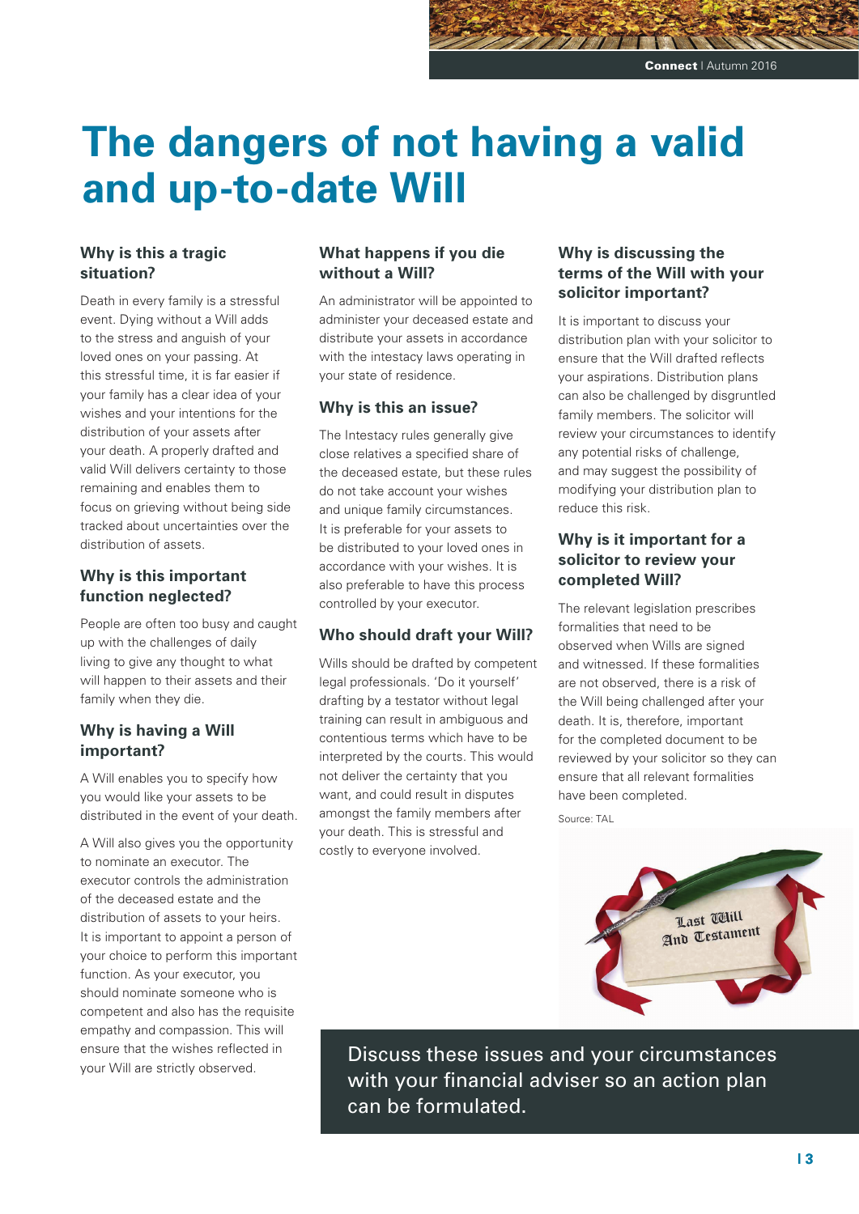# The dangers of not having a valid and up-to-date Will

## Why is this a tragic situation?

Death in every family is a stressful event. Dying without a Will adds to the stress and anguish of your loved ones on your passing. At this stressful time, it is far easier if your family has a clear idea of your wishes and your intentions for the distribution of your assets after your death. A properly drafted and valid Will delivers certainty to those remaining and enables them to focus on grieving without being side tracked about uncertainties over the distribution of assets.

## Why is this important function neglected?

People are often too busy and caught up with the challenges of daily living to give any thought to what will happen to their assets and their family when they die.

## Why is having a Will important?

A Will enables you to specify how you would like your assets to be distributed in the event of your death.

A Will also gives you the opportunity to nominate an executor. The executor controls the administration of the deceased estate and the distribution of assets to your heirs. It is important to appoint a person of your choice to perform this important function. As your executor, you should nominate someone who is competent and also has the requisite empathy and compassion. This will ensure that the wishes reflected in your Will are strictly observed.

## What happens if you die without a Will?

An administrator will be appointed to administer your deceased estate and distribute your assets in accordance with the intestacy laws operating in your state of residence.

## Why is this an issue?

The Intestacy rules generally give close relatives a specified share of the deceased estate, but these rules do not take account your wishes and unique family circumstances. It is preferable for your assets to be distributed to your loved ones in accordance with your wishes. It is also preferable to have this process controlled by your executor.

## Who should draft your Will?

Wills should be drafted by competent legal professionals. 'Do it yourself' drafting by a testator without legal training can result in ambiguous and contentious terms which have to be interpreted by the courts. This would not deliver the certainty that you want, and could result in disputes amongst the family members after your death. This is stressful and costly to everyone involved.

## Why is discussing the terms of the Will with your solicitor important?

It is important to discuss your distribution plan with your solicitor to ensure that the Will drafted reflects your aspirations. Distribution plans can also be challenged by disgruntled family members. The solicitor will review your circumstances to identify any potential risks of challenge, and may suggest the possibility of modifying your distribution plan to reduce this risk.

## Why is it important for a solicitor to review your completed Will?

The relevant legislation prescribes formalities that need to be observed when Wills are signed and witnessed. If these formalities are not observed, there is a risk of the Will being challenged after your death. It is, therefore, important for the completed document to be reviewed by your solicitor so they can ensure that all relevant formalities have been completed.

Source: TAL

Discuss these issues and your circumstances with your financial adviser so an action plan can be formulated.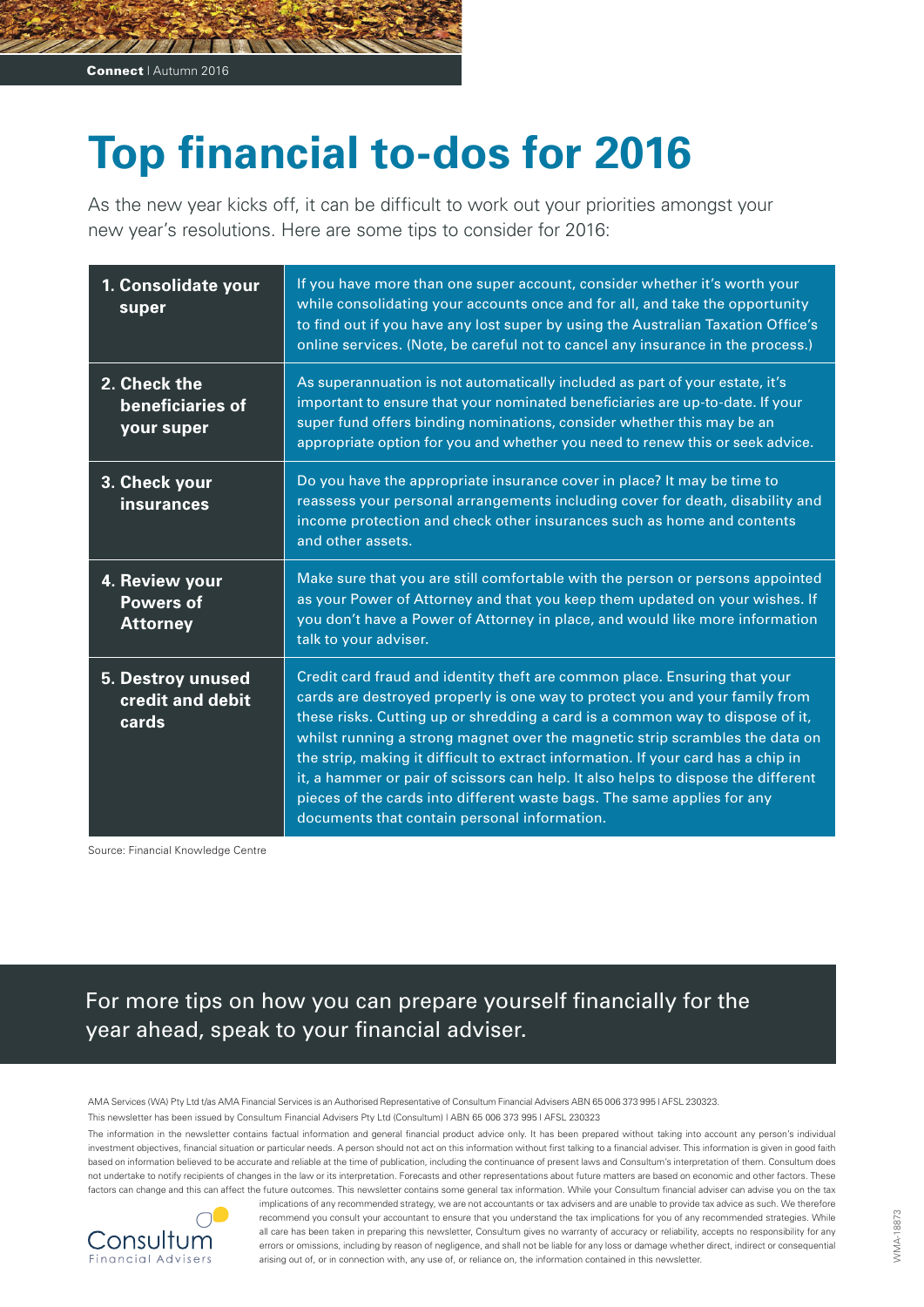# Top financial to-dos for 2016

As the new year kicks off, it can be difficult to work out your priorities amongst your new year's resolutions. Here are some tips to consider for 2016:

| | |
|---|---|
| **1. Consolidate your super** | If you have more than one super account, consider whether it's worth your while consolidating your accounts once and for all, and take the opportunity to find out if you have any lost super by using the Australian Taxation Office's online services. (Note, be careful not to cancel any insurance in the process.) |
| **2. Check the beneficiaries of your super** | As superannuation is not automatically included as part of your estate, it's important to ensure that your nominated beneficiaries are up-to-date. If your super fund offers binding nominations, consider whether this may be an appropriate option for you and whether you need to renew this or seek advice. |
| **3. Check your insurances** | Do you have the appropriate insurance cover in place? It may be time to reassess your personal arrangements including cover for death, disability and income protection and check other insurances such as home and contents and other assets. |
| **4. Review your Powers of Attorney** | Make sure that you are still comfortable with the person or persons appointed as your Power of Attorney and that you keep them updated on your wishes. If you don't have a Power of Attorney in place, and would like more information talk to your adviser. |
| **5. Destroy unused credit and debit cards** | Credit card fraud and identity theft are common place. Ensuring that your cards are destroyed properly is one way to protect you and your family from these risks. Cutting up or shredding a card is a common way to dispose of it, whilst running a strong magnet over the magnetic strip scrambles the data on the strip, making it difficult to extract information. If your card has a chip in it, a hammer or pair of scissors can help. It also helps to dispose the different pieces of the cards into different waste bags. The same applies for any documents that contain personal information. |

Source: Financial Knowledge Centre

For more tips on how you can prepare yourself financially for the year ahead, speak to your financial adviser.

AMA Services (WA) Pty Ltd t/as AMA Financial Services is an Authorised Representative of Consultum Financial Advisers ABN 65 006 373 995 I AFSL 230323.

This newsletter has been issued by Consultum Financial Advisers Pty Ltd (Consultum) I ABN 65 006 373 995 I AFSL 230323

The information in the newsletter contains factual information and general financial product advice only. It has been prepared without taking into account any person's individual investment objectives, financial situation or particular needs. A person should not act on this information without first talking to a financial adviser. This information is given in good faith based on information believed to be accurate and reliable at the time of publication, including the continuance of present laws and Consultum's interpretation of them. Consultum does not undertake to notify recipients of changes in the law or its interpretation. Forecasts and other representations about future matters are based on economic and other factors. These factors can change and this can affect the future outcomes. This newsletter contains some general tax information. While your Consultum financial adviser can advise you on the tax implications of any recommended strategy, we are not accountants or tax advisers and are unable to provide tax advice as such. We therefore recommend you consult your accountant to ensure that you understand the tax implications for you of any recommended strategies. While all care has been taken in preparing this newsletter, Consultum gives no warranty of accuracy or reliability, accepts no responsibility for any errors or omissions, including by reason of negligence, and shall not be liable for any loss or damage whether direct, indirect or consequential arising out of, or in connection with, any use of, or reliance on, the information contained in this newsletter.

Consultum
Financial Advisers

WMA-18873